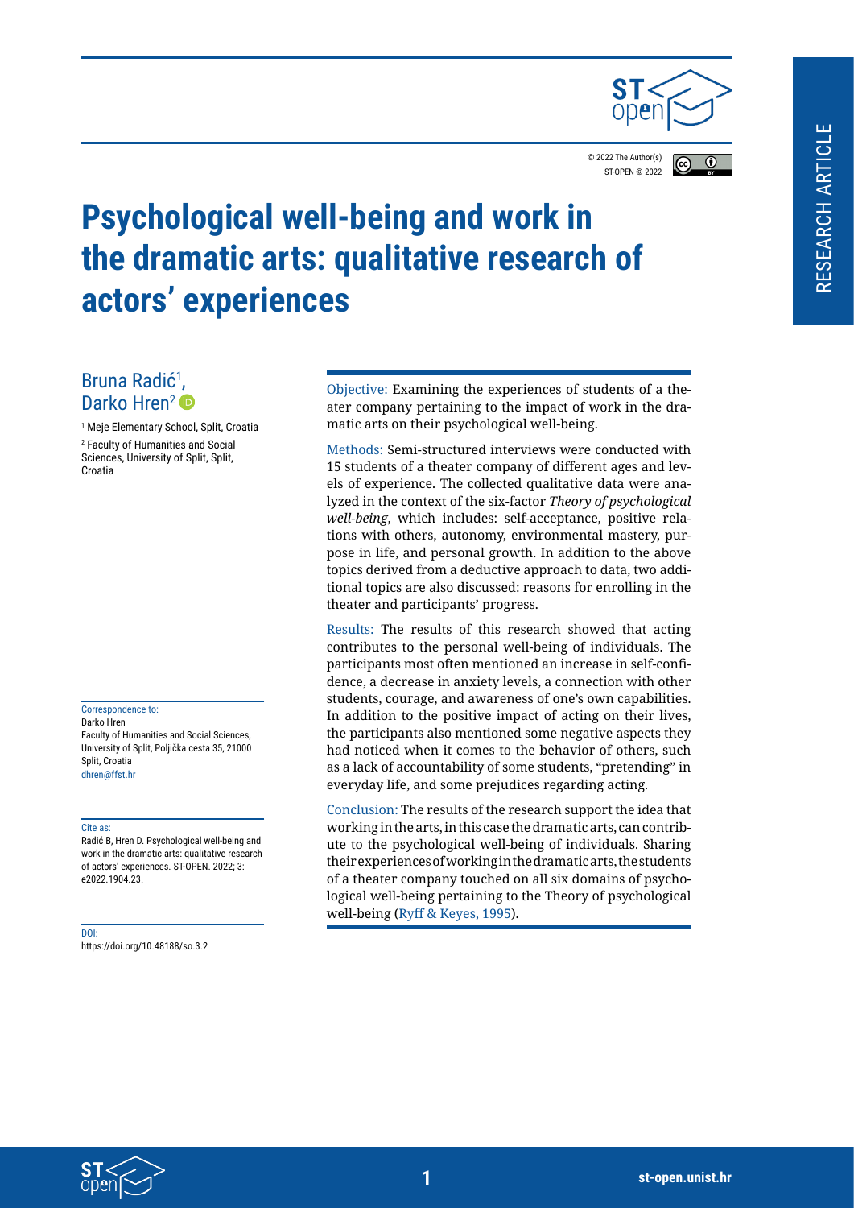© 2022 The Author(s)
ST-OPEN © 2022

RESEARCH ARTICLE

# Psychological well-being and work in the dramatic arts: qualitative research of actors' experiences

Bruna Radić[1], Darko Hren[2]

[1] Meje Elementary School, Split, Croatia

[2] Faculty of Humanities and Social Sciences, University of Split, Split, Croatia

Correspondence to:
Darko Hren
Faculty of Humanities and Social Sciences, University of Split, Poljička cesta 35, 21000 Split, Croatia
dhren@ffst.hr

Cite as:
Radić B, Hren D. Psychological well-being and work in the dramatic arts: qualitative research of actors' experiences. ST-OPEN. 2022; 3: e2022.1904.23.

DOI:
https://doi.org/10.48188/so.3.2

Objective: Examining the experiences of students of a theater company pertaining to the impact of work in the dramatic arts on their psychological well-being.

Methods: Semi-structured interviews were conducted with 15 students of a theater company of different ages and levels of experience. The collected qualitative data were analyzed in the context of the six-factor *Theory of psychological well-being*, which includes: self-acceptance, positive relations with others, autonomy, environmental mastery, purpose in life, and personal growth. In addition to the above topics derived from a deductive approach to data, two additional topics are also discussed: reasons for enrolling in the theater and participants' progress.

Results: The results of this research showed that acting contributes to the personal well-being of individuals. The participants most often mentioned an increase in self-confidence, a decrease in anxiety levels, a connection with other students, courage, and awareness of one's own capabilities. In addition to the positive impact of acting on their lives, the participants also mentioned some negative aspects they had noticed when it comes to the behavior of others, such as a lack of accountability of some students, "pretending" in everyday life, and some prejudices regarding acting.

Conclusion: The results of the research support the idea that working in the arts, in this case the dramatic arts, can contribute to the psychological well-being of individuals. Sharing their experiences of working in the dramatic arts, the students of a theater company touched on all six domains of psychological well-being pertaining to the Theory of psychological well-being (Ryff & Keyes, 1995).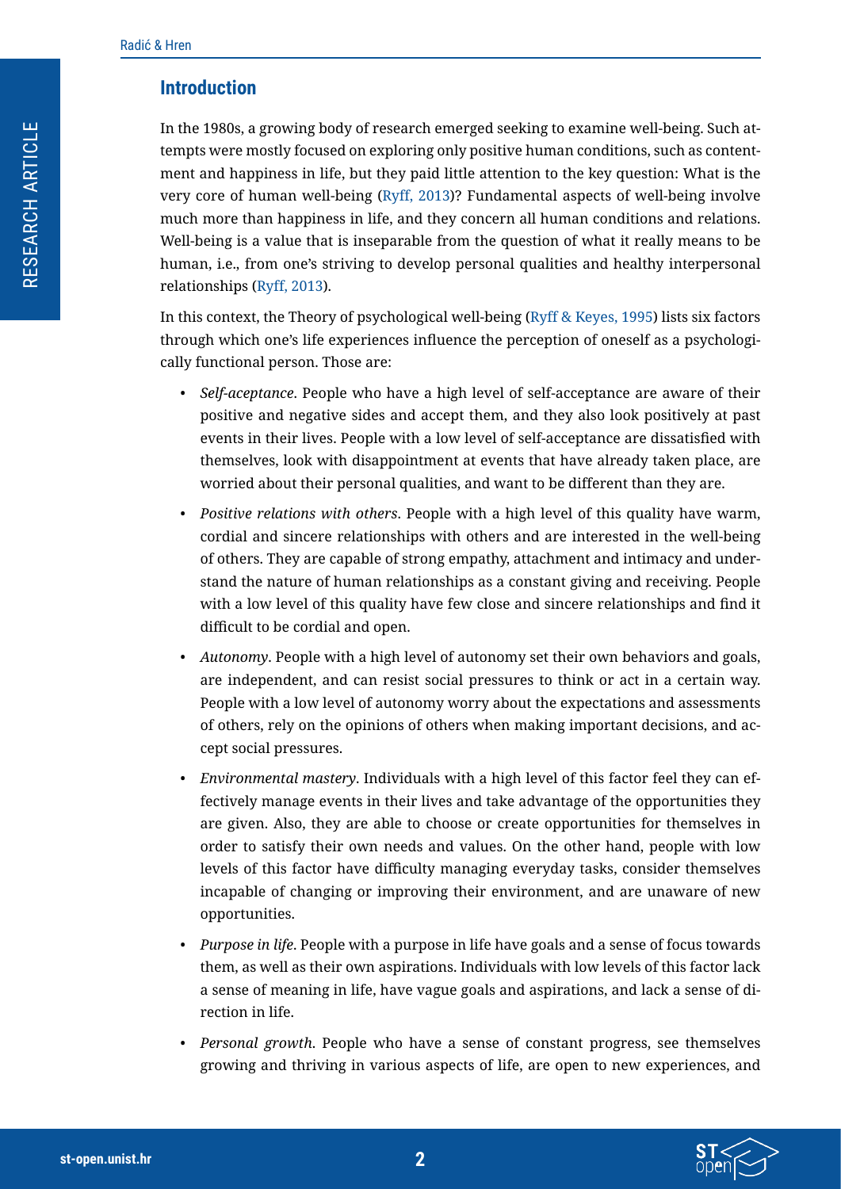## Introduction

In the 1980s, a growing body of research emerged seeking to examine well-being. Such attempts were mostly focused on exploring only positive human conditions, such as contentment and happiness in life, but they paid little attention to the key question: What is the very core of human well-being (Ryff, 2013)? Fundamental aspects of well-being involve much more than happiness in life, and they concern all human conditions and relations. Well-being is a value that is inseparable from the question of what it really means to be human, i.e., from one's striving to develop personal qualities and healthy interpersonal relationships (Ryff, 2013).

In this context, the Theory of psychological well-being (Ryff & Keyes, 1995) lists six factors through which one's life experiences influence the perception of oneself as a psychologically functional person. Those are:

- *Self-aceptance*. People who have a high level of self-acceptance are aware of their positive and negative sides and accept them, and they also look positively at past events in their lives. People with a low level of self-acceptance are dissatisfied with themselves, look with disappointment at events that have already taken place, are worried about their personal qualities, and want to be different than they are.
- *Positive relations with others*. People with a high level of this quality have warm, cordial and sincere relationships with others and are interested in the well-being of others. They are capable of strong empathy, attachment and intimacy and understand the nature of human relationships as a constant giving and receiving. People with a low level of this quality have few close and sincere relationships and find it difficult to be cordial and open.
- *Autonomy*. People with a high level of autonomy set their own behaviors and goals, are independent, and can resist social pressures to think or act in a certain way. People with a low level of autonomy worry about the expectations and assessments of others, rely on the opinions of others when making important decisions, and accept social pressures.
- *Environmental mastery*. Individuals with a high level of this factor feel they can effectively manage events in their lives and take advantage of the opportunities they are given. Also, they are able to choose or create opportunities for themselves in order to satisfy their own needs and values. On the other hand, people with low levels of this factor have difficulty managing everyday tasks, consider themselves incapable of changing or improving their environment, and are unaware of new opportunities.
- *Purpose in life*. People with a purpose in life have goals and a sense of focus towards them, as well as their own aspirations. Individuals with low levels of this factor lack a sense of meaning in life, have vague goals and aspirations, and lack a sense of direction in life.
- *Personal growth*. People who have a sense of constant progress, see themselves growing and thriving in various aspects of life, are open to new experiences, and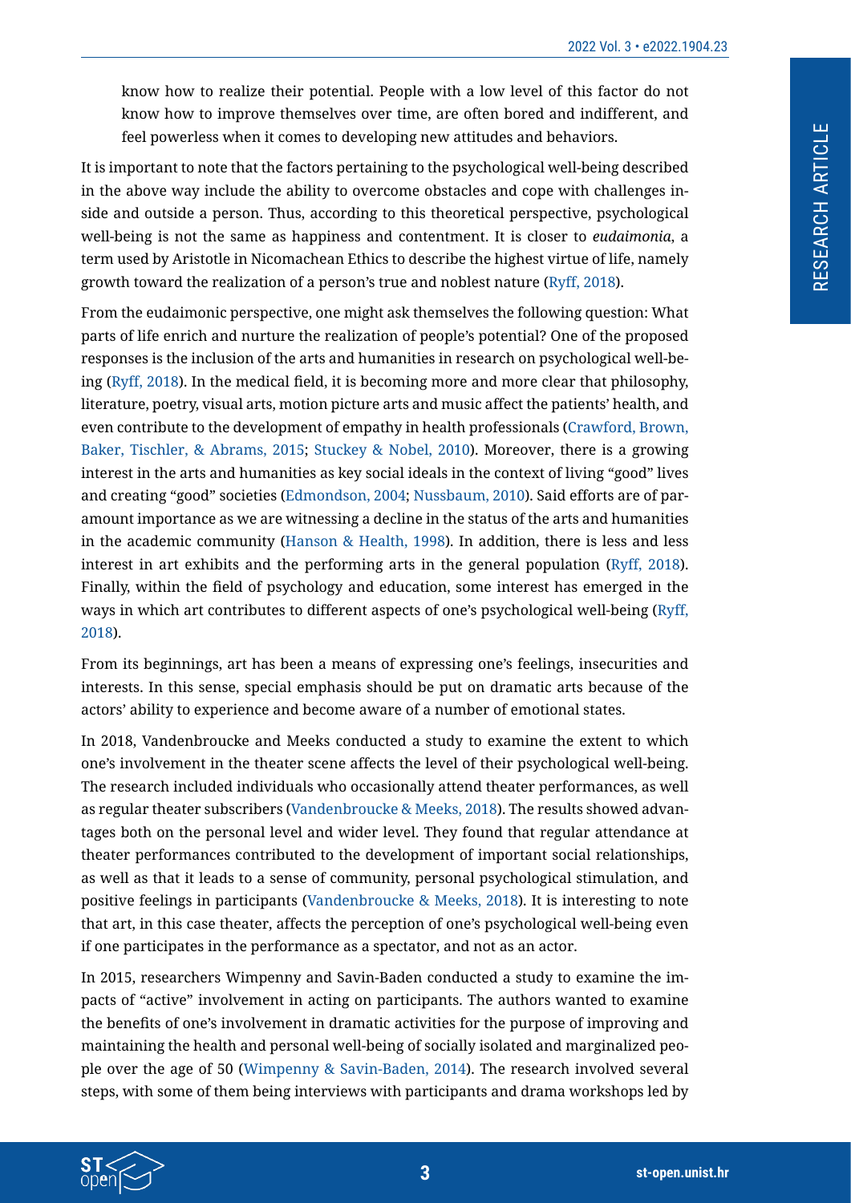know how to realize their potential. People with a low level of this factor do not know how to improve themselves over time, are often bored and indifferent, and feel powerless when it comes to developing new attitudes and behaviors.

It is important to note that the factors pertaining to the psychological well-being described in the above way include the ability to overcome obstacles and cope with challenges inside and outside a person. Thus, according to this theoretical perspective, psychological well-being is not the same as happiness and contentment. It is closer to *eudaimonia*, a term used by Aristotle in Nicomachean Ethics to describe the highest virtue of life, namely growth toward the realization of a person's true and noblest nature (Ryff, 2018).

From the eudaimonic perspective, one might ask themselves the following question: What parts of life enrich and nurture the realization of people's potential? One of the proposed responses is the inclusion of the arts and humanities in research on psychological well-being (Ryff, 2018). In the medical field, it is becoming more and more clear that philosophy, literature, poetry, visual arts, motion picture arts and music affect the patients' health, and even contribute to the development of empathy in health professionals (Crawford, Brown, Baker, Tischler, & Abrams, 2015; Stuckey & Nobel, 2010). Moreover, there is a growing interest in the arts and humanities as key social ideals in the context of living "good" lives and creating "good" societies (Edmondson, 2004; Nussbaum, 2010). Said efforts are of paramount importance as we are witnessing a decline in the status of the arts and humanities in the academic community (Hanson & Health, 1998). In addition, there is less and less interest in art exhibits and the performing arts in the general population (Ryff, 2018). Finally, within the field of psychology and education, some interest has emerged in the ways in which art contributes to different aspects of one's psychological well-being (Ryff, 2018).

From its beginnings, art has been a means of expressing one's feelings, insecurities and interests. In this sense, special emphasis should be put on dramatic arts because of the actors' ability to experience and become aware of a number of emotional states.

In 2018, Vandenbroucke and Meeks conducted a study to examine the extent to which one's involvement in the theater scene affects the level of their psychological well-being. The research included individuals who occasionally attend theater performances, as well as regular theater subscribers (Vandenbroucke & Meeks, 2018). The results showed advantages both on the personal level and wider level. They found that regular attendance at theater performances contributed to the development of important social relationships, as well as that it leads to a sense of community, personal psychological stimulation, and positive feelings in participants (Vandenbroucke & Meeks, 2018). It is interesting to note that art, in this case theater, affects the perception of one's psychological well-being even if one participates in the performance as a spectator, and not as an actor.

In 2015, researchers Wimpenny and Savin-Baden conducted a study to examine the impacts of "active" involvement in acting on participants. The authors wanted to examine the benefits of one's involvement in dramatic activities for the purpose of improving and maintaining the health and personal well-being of socially isolated and marginalized people over the age of 50 (Wimpenny & Savin-Baden, 2014). The research involved several steps, with some of them being interviews with participants and drama workshops led by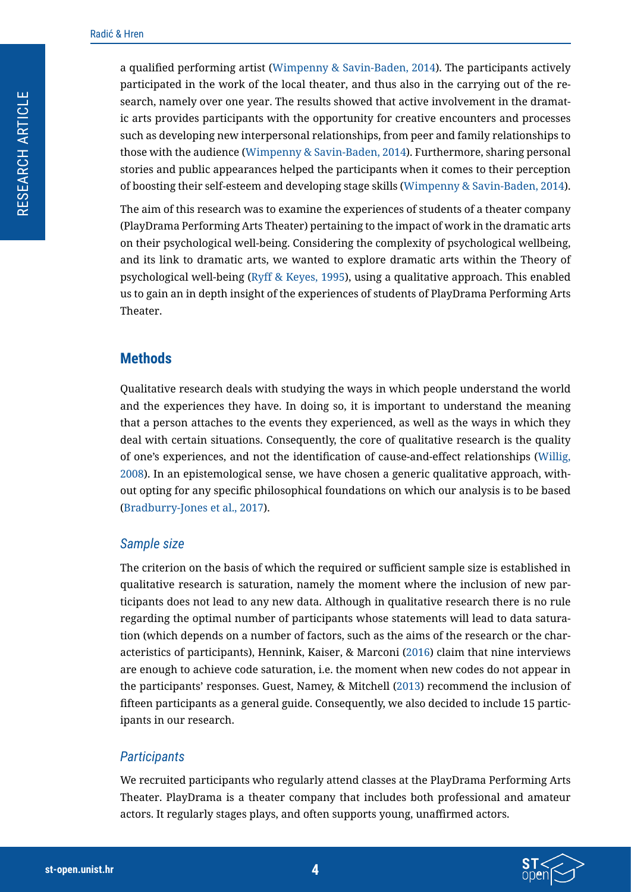a qualified performing artist (Wimpenny & Savin-Baden, 2014). The participants actively participated in the work of the local theater, and thus also in the carrying out of the research, namely over one year. The results showed that active involvement in the dramatic arts provides participants with the opportunity for creative encounters and processes such as developing new interpersonal relationships, from peer and family relationships to those with the audience (Wimpenny & Savin-Baden, 2014). Furthermore, sharing personal stories and public appearances helped the participants when it comes to their perception of boosting their self-esteem and developing stage skills (Wimpenny & Savin-Baden, 2014).

The aim of this research was to examine the experiences of students of a theater company (PlayDrama Performing Arts Theater) pertaining to the impact of work in the dramatic arts on their psychological well-being. Considering the complexity of psychological wellbeing, and its link to dramatic arts, we wanted to explore dramatic arts within the Theory of psychological well-being (Ryff & Keyes, 1995), using a qualitative approach. This enabled us to gain an in depth insight of the experiences of students of PlayDrama Performing Arts Theater.

## Methods

Qualitative research deals with studying the ways in which people understand the world and the experiences they have. In doing so, it is important to understand the meaning that a person attaches to the events they experienced, as well as the ways in which they deal with certain situations. Consequently, the core of qualitative research is the quality of one's experiences, and not the identification of cause-and-effect relationships (Willig, 2008). In an epistemological sense, we have chosen a generic qualitative approach, without opting for any specific philosophical foundations on which our analysis is to be based (Bradburry-Jones et al., 2017).

### *Sample size*

The criterion on the basis of which the required or sufficient sample size is established in qualitative research is saturation, namely the moment where the inclusion of new participants does not lead to any new data. Although in qualitative research there is no rule regarding the optimal number of participants whose statements will lead to data saturation (which depends on a number of factors, such as the aims of the research or the characteristics of participants), Hennink, Kaiser, & Marconi (2016) claim that nine interviews are enough to achieve code saturation, i.e. the moment when new codes do not appear in the participants' responses. Guest, Namey, & Mitchell (2013) recommend the inclusion of fifteen participants as a general guide. Consequently, we also decided to include 15 participants in our research.

### *Participants*

We recruited participants who regularly attend classes at the PlayDrama Performing Arts Theater. PlayDrama is a theater company that includes both professional and amateur actors. It regularly stages plays, and often supports young, unaffirmed actors.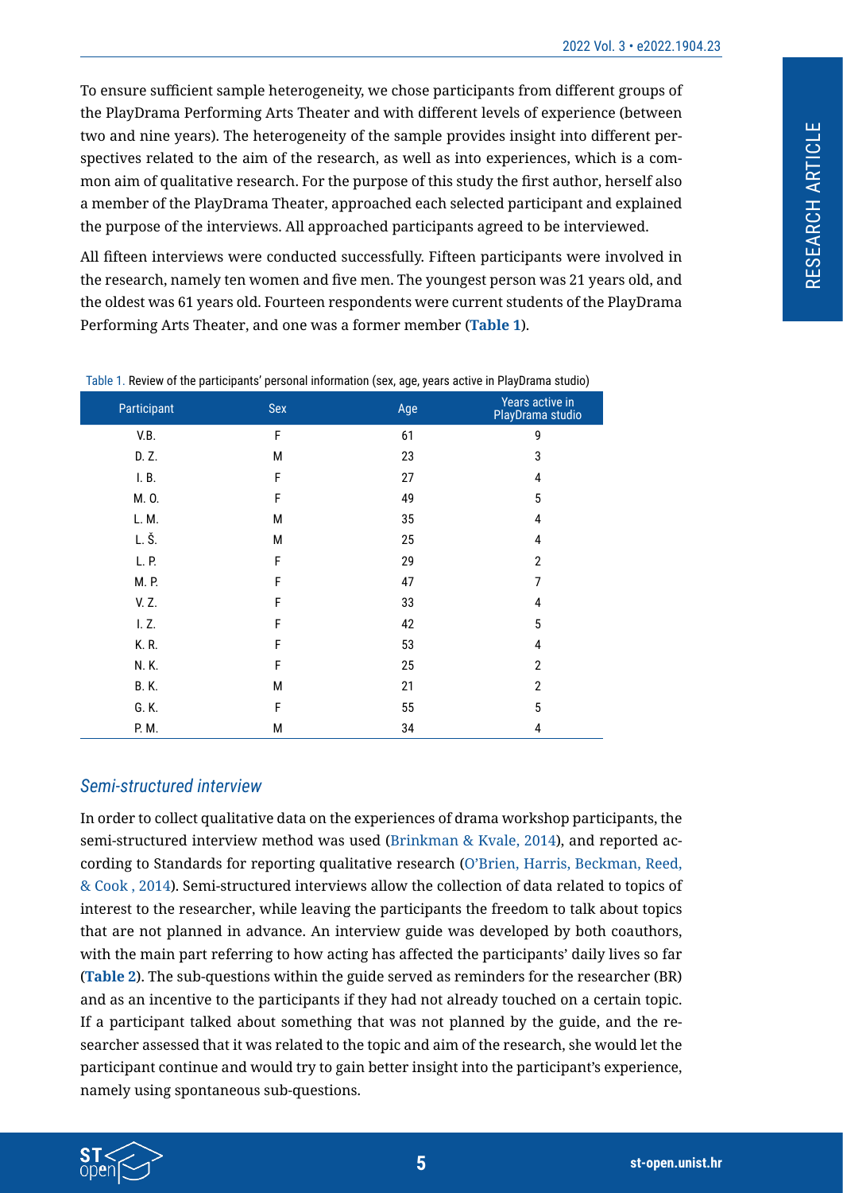To ensure sufficient sample heterogeneity, we chose participants from different groups of the PlayDrama Performing Arts Theater and with different levels of experience (between two and nine years). The heterogeneity of the sample provides insight into different perspectives related to the aim of the research, as well as into experiences, which is a common aim of qualitative research. For the purpose of this study the first author, herself also a member of the PlayDrama Theater, approached each selected participant and explained the purpose of the interviews. All approached participants agreed to be interviewed.

All fifteen interviews were conducted successfully. Fifteen participants were involved in the research, namely ten women and five men. The youngest person was 21 years old, and the oldest was 61 years old. Fourteen respondents were current students of the PlayDrama Performing Arts Theater, and one was a former member (**Table 1**).

Table 1. Review of the participants' personal information (sex, age, years active in PlayDrama studio)

| Participant | Sex | Age | Years active in PlayDrama studio |
|---|---|---|---|
| V.B. | F | 61 | 9 |
| D. Z. | M | 23 | 3 |
| I. B. | F | 27 | 4 |
| M. O. | F | 49 | 5 |
| L. M. | M | 35 | 4 |
| L. Š. | M | 25 | 4 |
| L. P. | F | 29 | 2 |
| M. P. | F | 47 | 7 |
| V. Z. | F | 33 | 4 |
| I. Z. | F | 42 | 5 |
| K. R. | F | 53 | 4 |
| N. K. | F | 25 | 2 |
| B. K. | M | 21 | 2 |
| G. K. | F | 55 | 5 |
| P. M. | M | 34 | 4 |

### *Semi-structured interview*

In order to collect qualitative data on the experiences of drama workshop participants, the semi-structured interview method was used (Brinkman & Kvale, 2014), and reported according to Standards for reporting qualitative research (O'Brien, Harris, Beckman, Reed, & Cook , 2014). Semi-structured interviews allow the collection of data related to topics of interest to the researcher, while leaving the participants the freedom to talk about topics that are not planned in advance. An interview guide was developed by both coauthors, with the main part referring to how acting has affected the participants' daily lives so far (**Table 2**). The sub-questions within the guide served as reminders for the researcher (BR) and as an incentive to the participants if they had not already touched on a certain topic. If a participant talked about something that was not planned by the guide, and the researcher assessed that it was related to the topic and aim of the research, she would let the participant continue and would try to gain better insight into the participant's experience, namely using spontaneous sub-questions.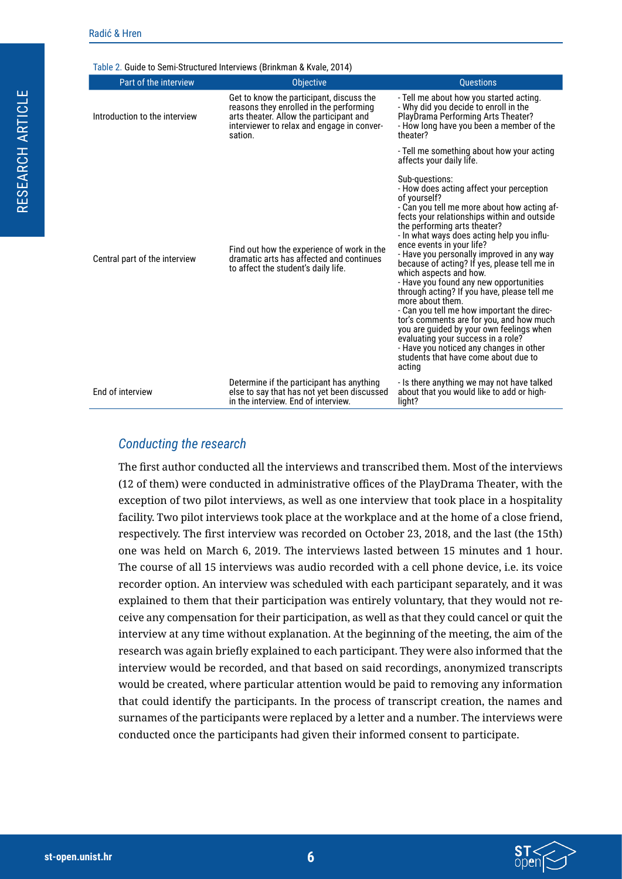Table 2. Guide to Semi-Structured Interviews (Brinkman & Kvale, 2014)

| Part of the interview | Objective | Questions |
|---|---|---|
| Introduction to the interview | Get to know the participant, discuss the reasons they enrolled in the performing arts theater. Allow the participant and interviewer to relax and engage in conversation. | - Tell me about how you started acting.<br>- Why did you decide to enroll in the PlayDrama Performing Arts Theater?<br>- How long have you been a member of the theater? |
| Central part of the interview | Find out how the experience of work in the dramatic arts has affected and continues to affect the student's daily life. | - Tell me something about how your acting affects your daily life.<br><br>Sub-questions:<br>- How does acting affect your perception of yourself?<br>- Can you tell me more about how acting affects your relationships within and outside the performing arts theater?<br>- In what ways does acting help you influence events in your life?<br>- Have you personally improved in any way because of acting? If yes, please tell me in which aspects and how.<br>- Have you found any new opportunities through acting? If you have, please tell me more about them.<br>- Can you tell me how important the director's comments are for you, and how much you are guided by your own feelings when evaluating your success in a role?<br>- Have you noticed any changes in other students that have come about due to acting |
| End of interview | Determine if the participant has anything else to say that has not yet been discussed in the interview. End of interview. | - Is there anything we may not have talked about that you would like to add or highlight? |

### *Conducting the research*

The first author conducted all the interviews and transcribed them. Most of the interviews (12 of them) were conducted in administrative offices of the PlayDrama Theater, with the exception of two pilot interviews, as well as one interview that took place in a hospitality facility. Two pilot interviews took place at the workplace and at the home of a close friend, respectively. The first interview was recorded on October 23, 2018, and the last (the 15th) one was held on March 6, 2019. The interviews lasted between 15 minutes and 1 hour. The course of all 15 interviews was audio recorded with a cell phone device, i.e. its voice recorder option. An interview was scheduled with each participant separately, and it was explained to them that their participation was entirely voluntary, that they would not receive any compensation for their participation, as well as that they could cancel or quit the interview at any time without explanation. At the beginning of the meeting, the aim of the research was again briefly explained to each participant. They were also informed that the interview would be recorded, and that based on said recordings, anonymized transcripts would be created, where particular attention would be paid to removing any information that could identify the participants. In the process of transcript creation, the names and surnames of the participants were replaced by a letter and a number. The interviews were conducted once the participants had given their informed consent to participate.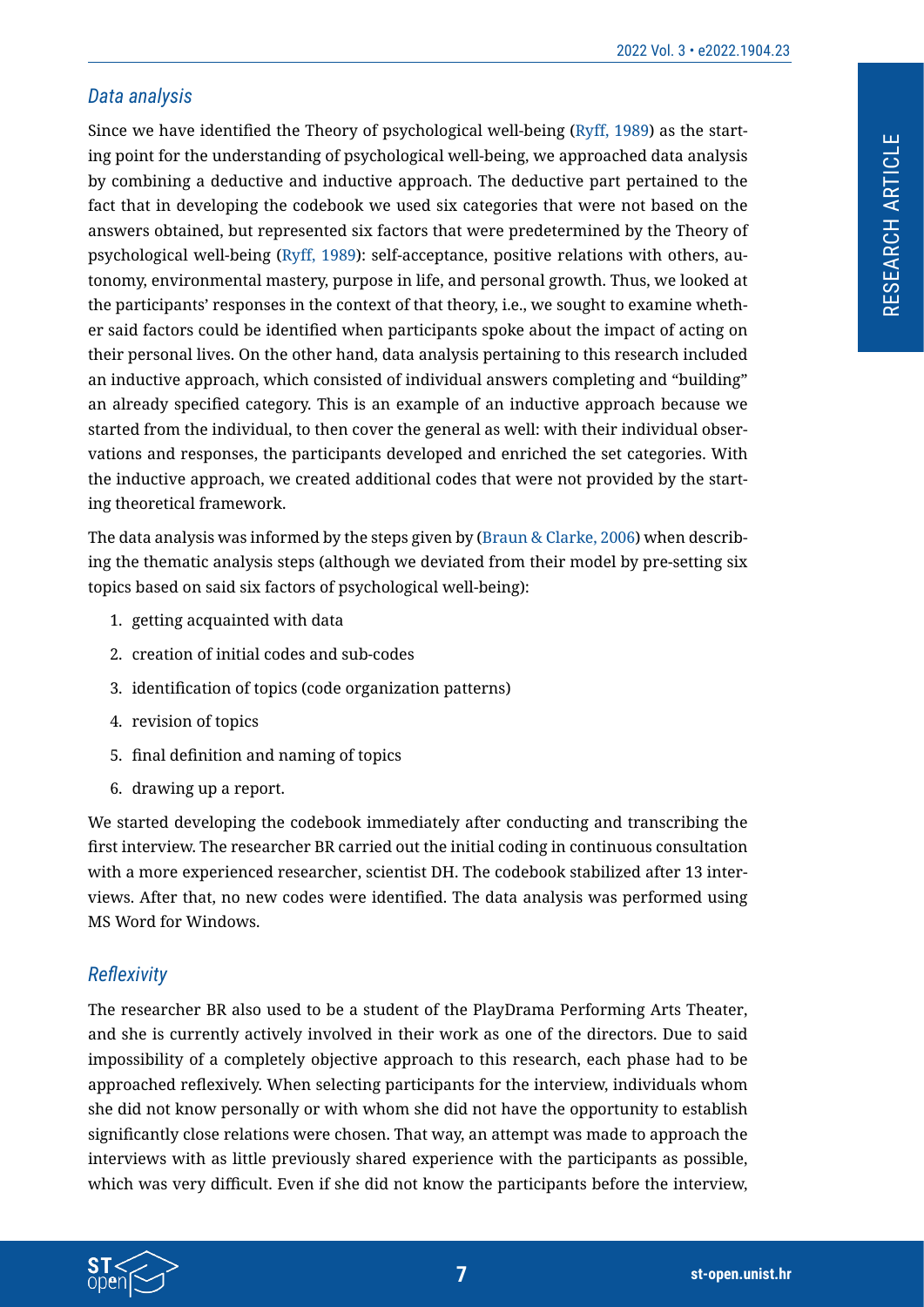### *Data analysis*

Since we have identified the Theory of psychological well-being (Ryff, 1989) as the starting point for the understanding of psychological well-being, we approached data analysis by combining a deductive and inductive approach. The deductive part pertained to the fact that in developing the codebook we used six categories that were not based on the answers obtained, but represented six factors that were predetermined by the Theory of psychological well-being (Ryff, 1989): self-acceptance, positive relations with others, autonomy, environmental mastery, purpose in life, and personal growth. Thus, we looked at the participants' responses in the context of that theory, i.e., we sought to examine whether said factors could be identified when participants spoke about the impact of acting on their personal lives. On the other hand, data analysis pertaining to this research included an inductive approach, which consisted of individual answers completing and "building" an already specified category. This is an example of an inductive approach because we started from the individual, to then cover the general as well: with their individual observations and responses, the participants developed and enriched the set categories. With the inductive approach, we created additional codes that were not provided by the starting theoretical framework.

The data analysis was informed by the steps given by (Braun & Clarke, 2006) when describing the thematic analysis steps (although we deviated from their model by pre-setting six topics based on said six factors of psychological well-being):

1. getting acquainted with data
2. creation of initial codes and sub-codes
3. identification of topics (code organization patterns)
4. revision of topics
5. final definition and naming of topics
6. drawing up a report.

We started developing the codebook immediately after conducting and transcribing the first interview. The researcher BR carried out the initial coding in continuous consultation with a more experienced researcher, scientist DH. The codebook stabilized after 13 interviews. After that, no new codes were identified. The data analysis was performed using MS Word for Windows.

### *Reflexivity*

The researcher BR also used to be a student of the PlayDrama Performing Arts Theater, and she is currently actively involved in their work as one of the directors. Due to said impossibility of a completely objective approach to this research, each phase had to be approached reflexively. When selecting participants for the interview, individuals whom she did not know personally or with whom she did not have the opportunity to establish significantly close relations were chosen. That way, an attempt was made to approach the interviews with as little previously shared experience with the participants as possible, which was very difficult. Even if she did not know the participants before the interview,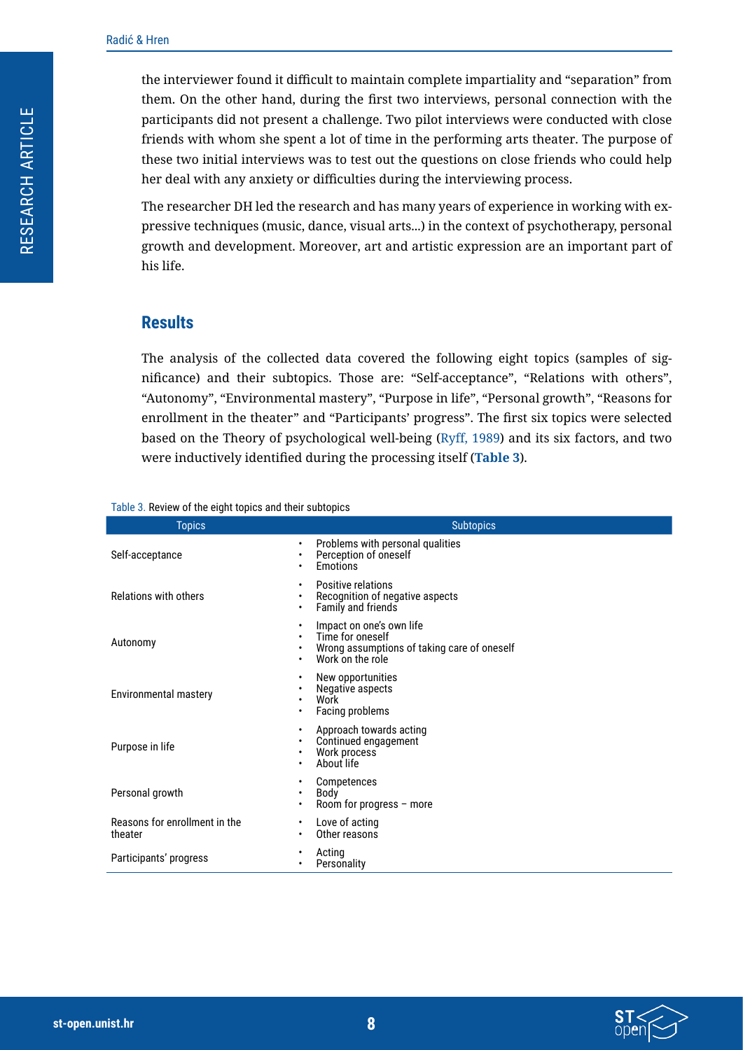the interviewer found it difficult to maintain complete impartiality and "separation" from them. On the other hand, during the first two interviews, personal connection with the participants did not present a challenge. Two pilot interviews were conducted with close friends with whom she spent a lot of time in the performing arts theater. The purpose of these two initial interviews was to test out the questions on close friends who could help her deal with any anxiety or difficulties during the interviewing process.

The researcher DH led the research and has many years of experience in working with expressive techniques (music, dance, visual arts...) in the context of psychotherapy, personal growth and development. Moreover, art and artistic expression are an important part of his life.

## Results

The analysis of the collected data covered the following eight topics (samples of significance) and their subtopics. Those are: "Self-acceptance", "Relations with others", "Autonomy", "Environmental mastery", "Purpose in life", "Personal growth", "Reasons for enrollment in the theater" and "Participants' progress". The first six topics were selected based on the Theory of psychological well-being (Ryff, 1989) and its six factors, and two were inductively identified during the processing itself (**Table 3**).

Table 3. Review of the eight topics and their subtopics

| Topics | Subtopics |
|---|---|
| Self-acceptance | • Problems with personal qualities<br>• Perception of oneself<br>• Emotions |
| Relations with others | • Positive relations<br>• Recognition of negative aspects<br>• Family and friends |
| Autonomy | • Impact on one's own life<br>• Time for oneself<br>• Wrong assumptions of taking care of oneself<br>• Work on the role |
| Environmental mastery | • New opportunities<br>• Negative aspects<br>• Work<br>• Facing problems |
| Purpose in life | • Approach towards acting<br>• Continued engagement<br>• Work process<br>• About life |
| Personal growth | • Competences<br>• Body<br>• Room for progress – more |
| Reasons for enrollment in the theater | • Love of acting<br>• Other reasons |
| Participants' progress | • Acting<br>• Personality |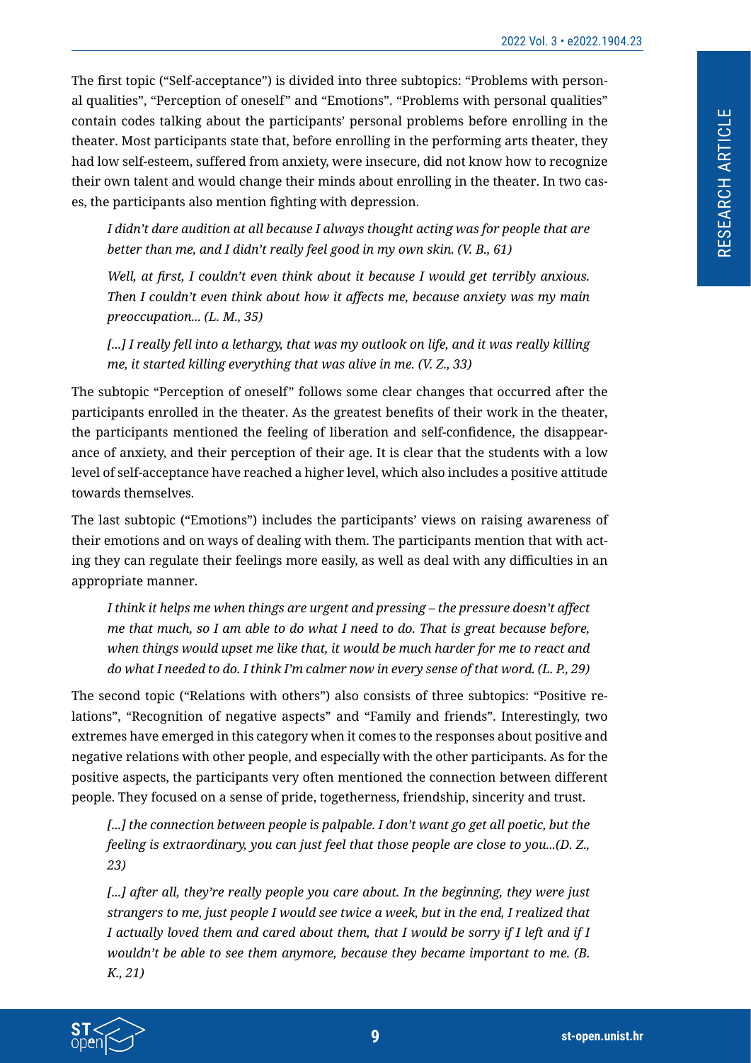The first topic ("Self-acceptance") is divided into three subtopics: "Problems with personal qualities", "Perception of oneself" and "Emotions". "Problems with personal qualities" contain codes talking about the participants' personal problems before enrolling in the theater. Most participants state that, before enrolling in the performing arts theater, they had low self-esteem, suffered from anxiety, were insecure, did not know how to recognize their own talent and would change their minds about enrolling in the theater. In two cases, the participants also mention fighting with depression.

> *I didn't dare audition at all because I always thought acting was for people that are better than me, and I didn't really feel good in my own skin. (V. B., 61)*

> *Well, at first, I couldn't even think about it because I would get terribly anxious. Then I couldn't even think about how it affects me, because anxiety was my main preoccupation... (L. M., 35)*

> *[...] I really fell into a lethargy, that was my outlook on life, and it was really killing me, it started killing everything that was alive in me. (V. Z., 33)*

The subtopic "Perception of oneself" follows some clear changes that occurred after the participants enrolled in the theater. As the greatest benefits of their work in the theater, the participants mentioned the feeling of liberation and self-confidence, the disappearance of anxiety, and their perception of their age. It is clear that the students with a low level of self-acceptance have reached a higher level, which also includes a positive attitude towards themselves.

The last subtopic ("Emotions") includes the participants' views on raising awareness of their emotions and on ways of dealing with them. The participants mention that with acting they can regulate their feelings more easily, as well as deal with any difficulties in an appropriate manner.

> *I think it helps me when things are urgent and pressing – the pressure doesn't affect me that much, so I am able to do what I need to do. That is great because before, when things would upset me like that, it would be much harder for me to react and do what I needed to do. I think I'm calmer now in every sense of that word. (L. P., 29)*

The second topic ("Relations with others") also consists of three subtopics: "Positive relations", "Recognition of negative aspects" and "Family and friends". Interestingly, two extremes have emerged in this category when it comes to the responses about positive and negative relations with other people, and especially with the other participants. As for the positive aspects, the participants very often mentioned the connection between different people. They focused on a sense of pride, togetherness, friendship, sincerity and trust.

> *[...] the connection between people is palpable. I don't want go get all poetic, but the feeling is extraordinary, you can just feel that those people are close to you...(D. Z., 23)*

> *[...] after all, they're really people you care about. In the beginning, they were just strangers to me, just people I would see twice a week, but in the end, I realized that I actually loved them and cared about them, that I would be sorry if I left and if I wouldn't be able to see them anymore, because they became important to me. (B. K., 21)*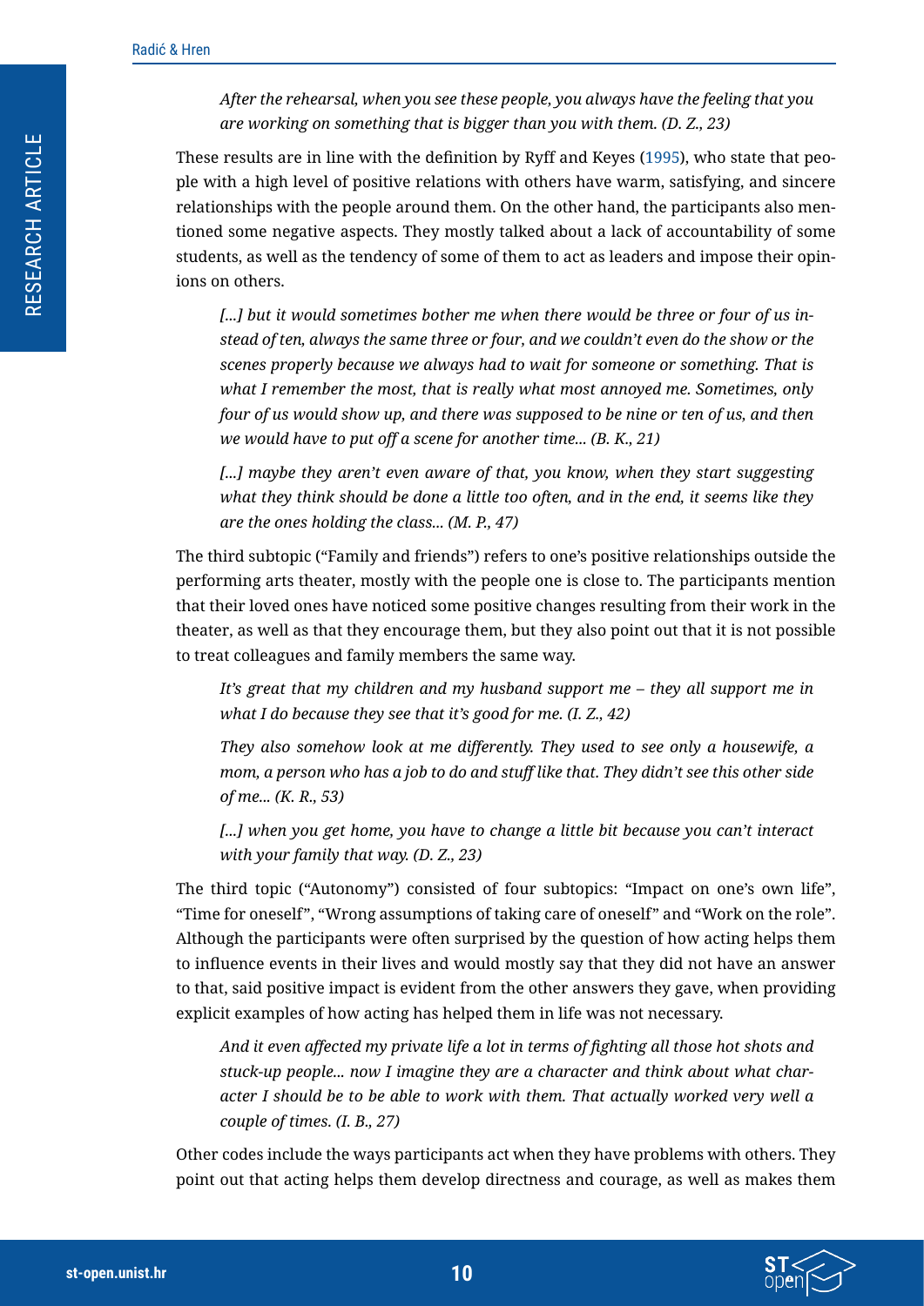*After the rehearsal, when you see these people, you always have the feeling that you are working on something that is bigger than you with them. (D. Z., 23)*

These results are in line with the definition by Ryff and Keyes (1995), who state that people with a high level of positive relations with others have warm, satisfying, and sincere relationships with the people around them. On the other hand, the participants also mentioned some negative aspects. They mostly talked about a lack of accountability of some students, as well as the tendency of some of them to act as leaders and impose their opinions on others.

*[...] but it would sometimes bother me when there would be three or four of us instead of ten, always the same three or four, and we couldn't even do the show or the scenes properly because we always had to wait for someone or something. That is what I remember the most, that is really what most annoyed me. Sometimes, only four of us would show up, and there was supposed to be nine or ten of us, and then we would have to put off a scene for another time... (B. K., 21)*

*[...] maybe they aren't even aware of that, you know, when they start suggesting what they think should be done a little too often, and in the end, it seems like they are the ones holding the class... (M. P., 47)*

The third subtopic ("Family and friends") refers to one's positive relationships outside the performing arts theater, mostly with the people one is close to. The participants mention that their loved ones have noticed some positive changes resulting from their work in the theater, as well as that they encourage them, but they also point out that it is not possible to treat colleagues and family members the same way.

*It's great that my children and my husband support me – they all support me in what I do because they see that it's good for me. (I. Z., 42)*

*They also somehow look at me differently. They used to see only a housewife, a mom, a person who has a job to do and stuff like that. They didn't see this other side of me... (K. R., 53)*

*[...] when you get home, you have to change a little bit because you can't interact with your family that way. (D. Z., 23)*

The third topic ("Autonomy") consisted of four subtopics: "Impact on one's own life", "Time for oneself", "Wrong assumptions of taking care of oneself" and "Work on the role". Although the participants were often surprised by the question of how acting helps them to influence events in their lives and would mostly say that they did not have an answer to that, said positive impact is evident from the other answers they gave, when providing explicit examples of how acting has helped them in life was not necessary.

*And it even affected my private life a lot in terms of fighting all those hot shots and stuck-up people... now I imagine they are a character and think about what character I should be to be able to work with them. That actually worked very well a couple of times. (I. B., 27)*

Other codes include the ways participants act when they have problems with others. They point out that acting helps them develop directness and courage, as well as makes them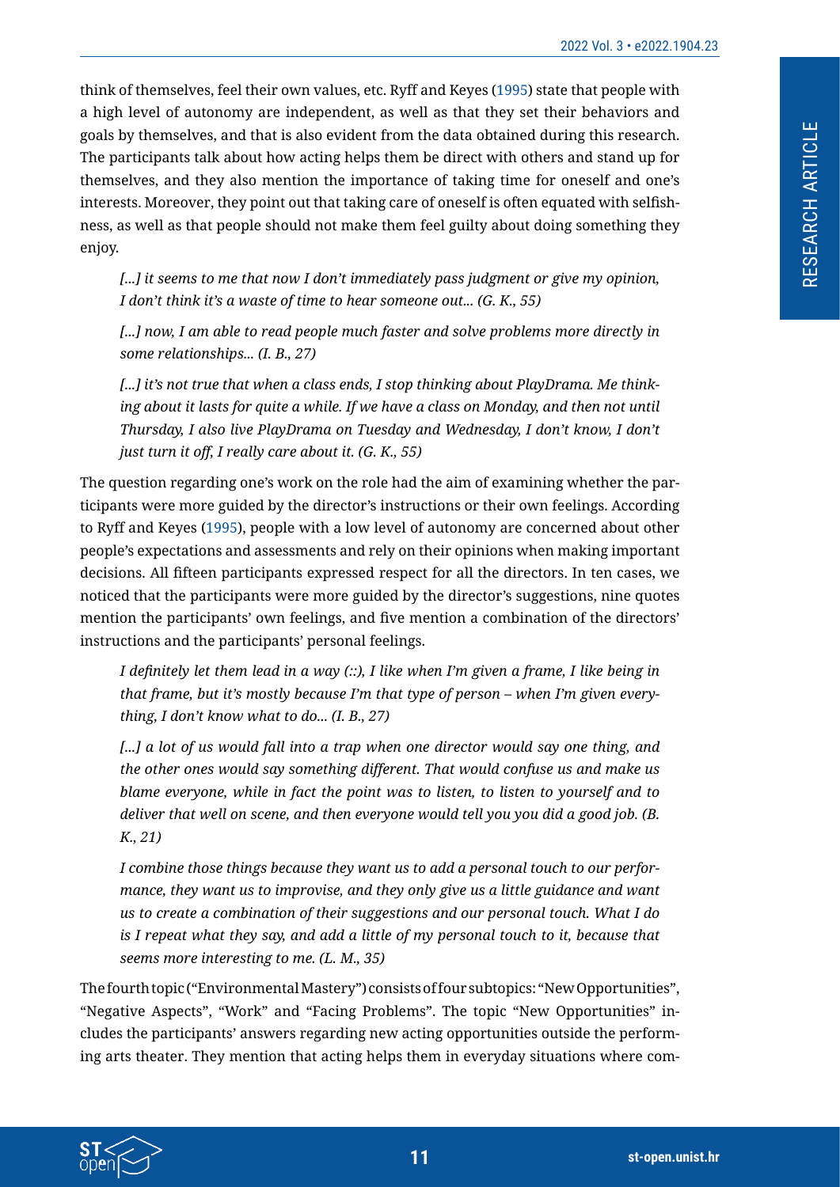think of themselves, feel their own values, etc. Ryff and Keyes (1995) state that people with a high level of autonomy are independent, as well as that they set their behaviors and goals by themselves, and that is also evident from the data obtained during this research. The participants talk about how acting helps them be direct with others and stand up for themselves, and they also mention the importance of taking time for oneself and one's interests. Moreover, they point out that taking care of oneself is often equated with selfishness, as well as that people should not make them feel guilty about doing something they enjoy.

> *[...] it seems to me that now I don't immediately pass judgment or give my opinion, I don't think it's a waste of time to hear someone out... (G. K., 55)*
>
> *[...] now, I am able to read people much faster and solve problems more directly in some relationships... (I. B., 27)*
>
> *[...] it's not true that when a class ends, I stop thinking about PlayDrama. Me thinking about it lasts for quite a while. If we have a class on Monday, and then not until Thursday, I also live PlayDrama on Tuesday and Wednesday, I don't know, I don't just turn it off, I really care about it. (G. K., 55)*

The question regarding one's work on the role had the aim of examining whether the participants were more guided by the director's instructions or their own feelings. According to Ryff and Keyes (1995), people with a low level of autonomy are concerned about other people's expectations and assessments and rely on their opinions when making important decisions. All fifteen participants expressed respect for all the directors. In ten cases, we noticed that the participants were more guided by the director's suggestions, nine quotes mention the participants' own feelings, and five mention a combination of the directors' instructions and the participants' personal feelings.

> *I definitely let them lead in a way (::), I like when I'm given a frame, I like being in that frame, but it's mostly because I'm that type of person – when I'm given everything, I don't know what to do... (I. B., 27)*
>
> *[...] a lot of us would fall into a trap when one director would say one thing, and the other ones would say something different. That would confuse us and make us blame everyone, while in fact the point was to listen, to listen to yourself and to deliver that well on scene, and then everyone would tell you you did a good job. (B. K., 21)*
>
> *I combine those things because they want us to add a personal touch to our performance, they want us to improvise, and they only give us a little guidance and want us to create a combination of their suggestions and our personal touch. What I do is I repeat what they say, and add a little of my personal touch to it, because that seems more interesting to me. (L. M., 35)*

The fourth topic ("Environmental Mastery") consists of four subtopics: "New Opportunities", "Negative Aspects", "Work" and "Facing Problems". The topic "New Opportunities" includes the participants' answers regarding new acting opportunities outside the performing arts theater. They mention that acting helps them in everyday situations where com-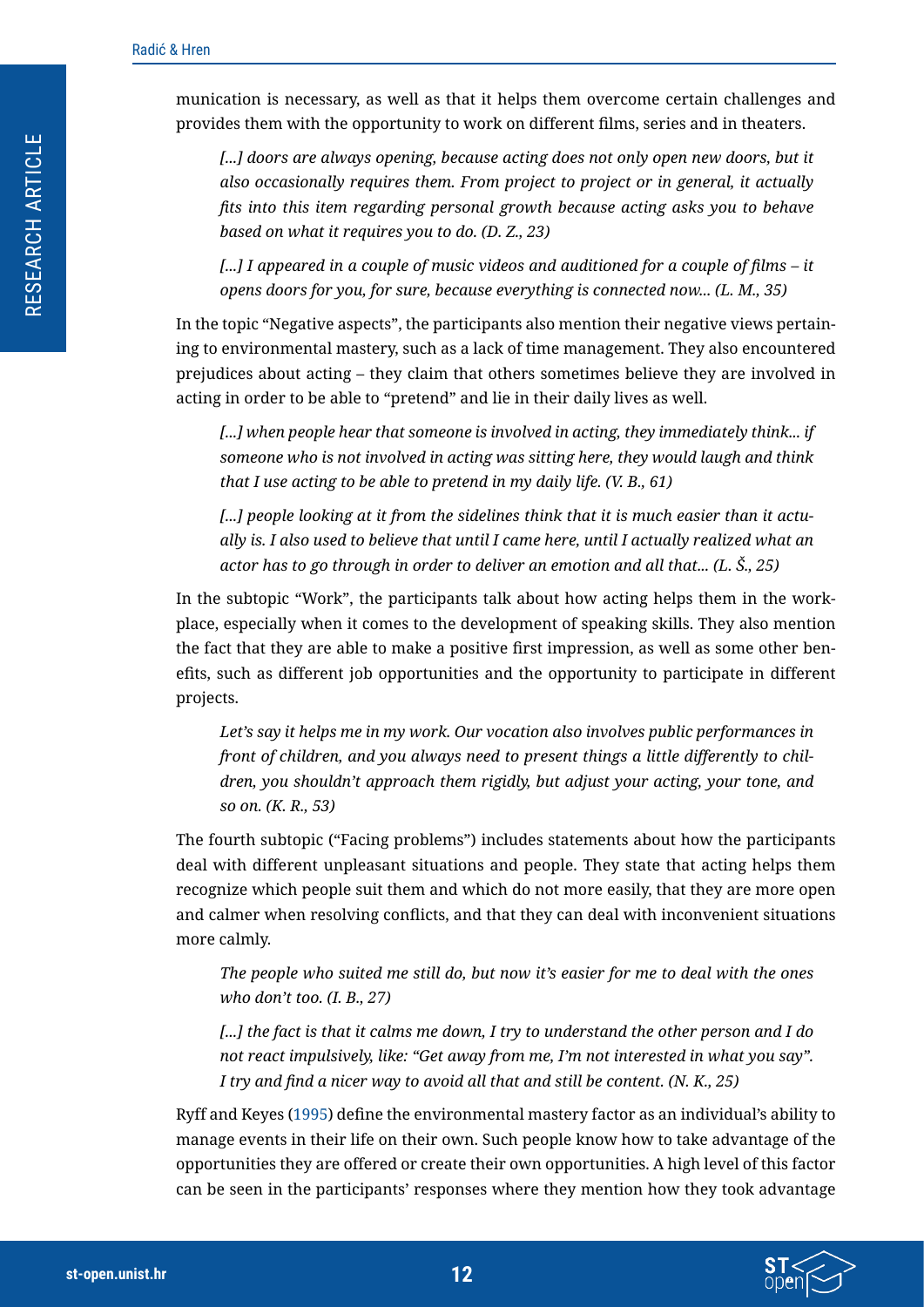munication is necessary, as well as that it helps them overcome certain challenges and provides them with the opportunity to work on different films, series and in theaters.

> *[...] doors are always opening, because acting does not only open new doors, but it also occasionally requires them. From project to project or in general, it actually fits into this item regarding personal growth because acting asks you to behave based on what it requires you to do. (D. Z., 23)*

> *[...] I appeared in a couple of music videos and auditioned for a couple of films – it opens doors for you, for sure, because everything is connected now... (L. M., 35)*

In the topic "Negative aspects", the participants also mention their negative views pertaining to environmental mastery, such as a lack of time management. They also encountered prejudices about acting – they claim that others sometimes believe they are involved in acting in order to be able to "pretend" and lie in their daily lives as well.

> *[...] when people hear that someone is involved in acting, they immediately think... if someone who is not involved in acting was sitting here, they would laugh and think that I use acting to be able to pretend in my daily life. (V. B., 61)*

> *[...] people looking at it from the sidelines think that it is much easier than it actually is. I also used to believe that until I came here, until I actually realized what an actor has to go through in order to deliver an emotion and all that... (L. Š., 25)*

In the subtopic "Work", the participants talk about how acting helps them in the workplace, especially when it comes to the development of speaking skills. They also mention the fact that they are able to make a positive first impression, as well as some other benefits, such as different job opportunities and the opportunity to participate in different projects.

> *Let's say it helps me in my work. Our vocation also involves public performances in front of children, and you always need to present things a little differently to children, you shouldn't approach them rigidly, but adjust your acting, your tone, and so on. (K. R., 53)*

The fourth subtopic ("Facing problems") includes statements about how the participants deal with different unpleasant situations and people. They state that acting helps them recognize which people suit them and which do not more easily, that they are more open and calmer when resolving conflicts, and that they can deal with inconvenient situations more calmly.

> *The people who suited me still do, but now it's easier for me to deal with the ones who don't too. (I. B., 27)*

> *[...] the fact is that it calms me down, I try to understand the other person and I do not react impulsively, like: "Get away from me, I'm not interested in what you say". I try and find a nicer way to avoid all that and still be content. (N. K., 25)*

Ryff and Keyes (1995) define the environmental mastery factor as an individual's ability to manage events in their life on their own. Such people know how to take advantage of the opportunities they are offered or create their own opportunities. A high level of this factor can be seen in the participants' responses where they mention how they took advantage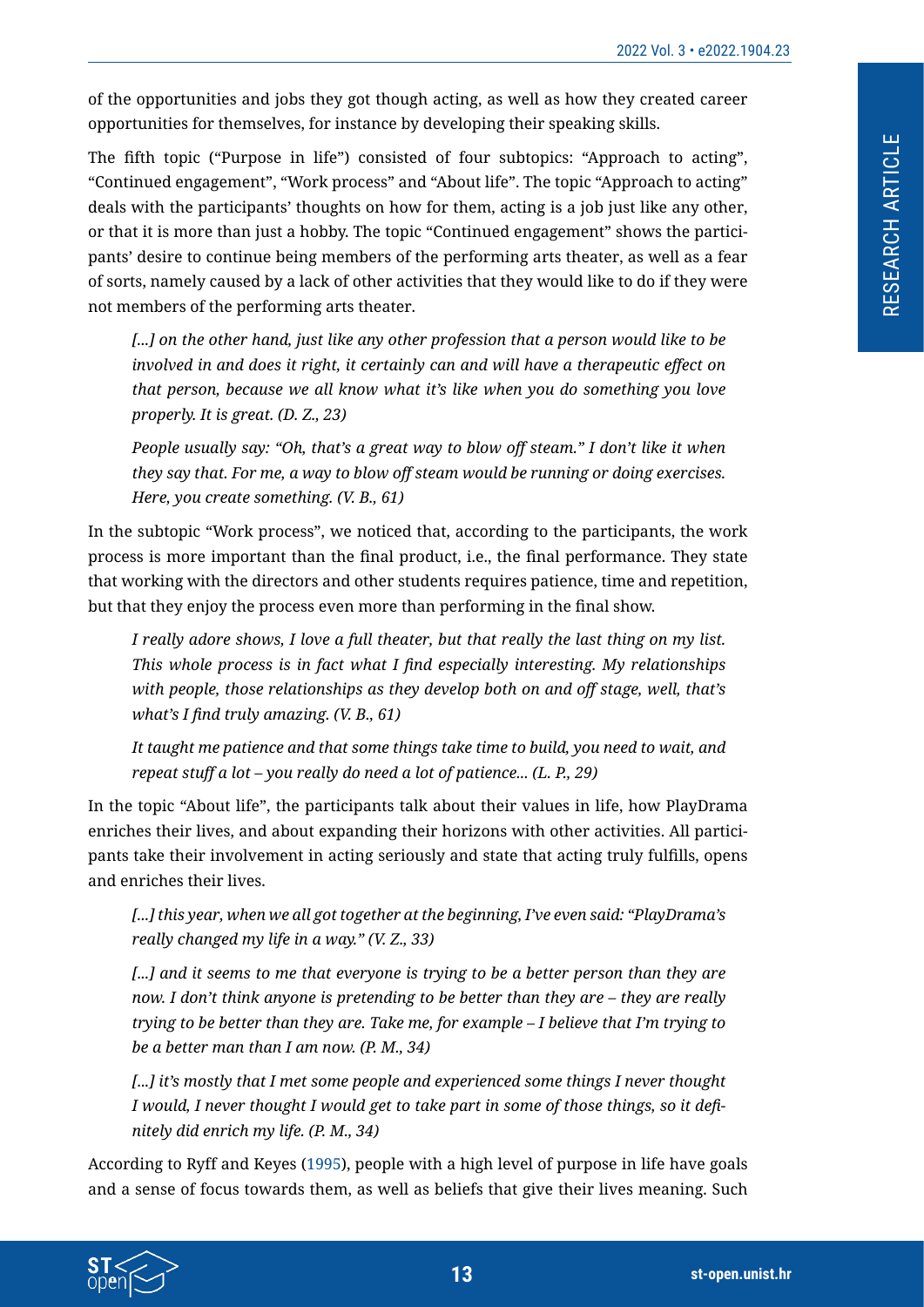of the opportunities and jobs they got though acting, as well as how they created career opportunities for themselves, for instance by developing their speaking skills.

The fifth topic ("Purpose in life") consisted of four subtopics: "Approach to acting", "Continued engagement", "Work process" and "About life". The topic "Approach to acting" deals with the participants' thoughts on how for them, acting is a job just like any other, or that it is more than just a hobby. The topic "Continued engagement" shows the participants' desire to continue being members of the performing arts theater, as well as a fear of sorts, namely caused by a lack of other activities that they would like to do if they were not members of the performing arts theater.

> *[...] on the other hand, just like any other profession that a person would like to be involved in and does it right, it certainly can and will have a therapeutic effect on that person, because we all know what it's like when you do something you love properly. It is great. (D. Z., 23)*

> *People usually say: "Oh, that's a great way to blow off steam." I don't like it when they say that. For me, a way to blow off steam would be running or doing exercises. Here, you create something. (V. B., 61)*

In the subtopic "Work process", we noticed that, according to the participants, the work process is more important than the final product, i.e., the final performance. They state that working with the directors and other students requires patience, time and repetition, but that they enjoy the process even more than performing in the final show.

> *I really adore shows, I love a full theater, but that really the last thing on my list. This whole process is in fact what I find especially interesting. My relationships with people, those relationships as they develop both on and off stage, well, that's what's I find truly amazing. (V. B., 61)*

> *It taught me patience and that some things take time to build, you need to wait, and repeat stuff a lot – you really do need a lot of patience... (L. P., 29)*

In the topic "About life", the participants talk about their values in life, how PlayDrama enriches their lives, and about expanding their horizons with other activities. All participants take their involvement in acting seriously and state that acting truly fulfills, opens and enriches their lives.

> *[...] this year, when we all got together at the beginning, I've even said: "PlayDrama's really changed my life in a way." (V. Z., 33)*

> *[...] and it seems to me that everyone is trying to be a better person than they are now. I don't think anyone is pretending to be better than they are – they are really trying to be better than they are. Take me, for example – I believe that I'm trying to be a better man than I am now. (P. M., 34)*

> *[...] it's mostly that I met some people and experienced some things I never thought I would, I never thought I would get to take part in some of those things, so it definitely did enrich my life. (P. M., 34)*

According to Ryff and Keyes (1995), people with a high level of purpose in life have goals and a sense of focus towards them, as well as beliefs that give their lives meaning. Such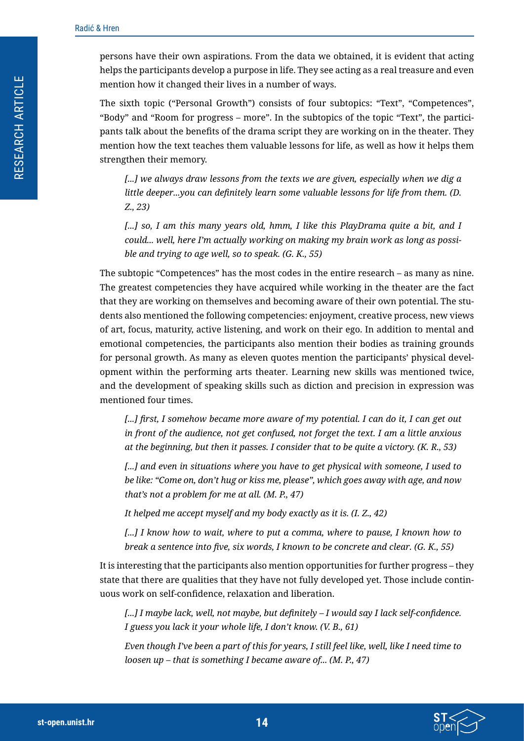persons have their own aspirations. From the data we obtained, it is evident that acting helps the participants develop a purpose in life. They see acting as a real treasure and even mention how it changed their lives in a number of ways.

The sixth topic ("Personal Growth") consists of four subtopics: "Text", "Competences", "Body" and "Room for progress – more". In the subtopics of the topic "Text", the participants talk about the benefits of the drama script they are working on in the theater. They mention how the text teaches them valuable lessons for life, as well as how it helps them strengthen their memory.

> *[...] we always draw lessons from the texts we are given, especially when we dig a little deeper...you can definitely learn some valuable lessons for life from them. (D. Z., 23)*
>
> *[...] so, I am this many years old, hmm, I like this PlayDrama quite a bit, and I could... well, here I'm actually working on making my brain work as long as possible and trying to age well, so to speak. (G. K., 55)*

The subtopic "Competences" has the most codes in the entire research – as many as nine. The greatest competencies they have acquired while working in the theater are the fact that they are working on themselves and becoming aware of their own potential. The students also mentioned the following competencies: enjoyment, creative process, new views of art, focus, maturity, active listening, and work on their ego. In addition to mental and emotional competencies, the participants also mention their bodies as training grounds for personal growth. As many as eleven quotes mention the participants' physical development within the performing arts theater. Learning new skills was mentioned twice, and the development of speaking skills such as diction and precision in expression was mentioned four times.

> *[...] first, I somehow became more aware of my potential. I can do it, I can get out in front of the audience, not get confused, not forget the text. I am a little anxious at the beginning, but then it passes. I consider that to be quite a victory. (K. R., 53)*
>
> *[...] and even in situations where you have to get physical with someone, I used to be like: "Come on, don't hug or kiss me, please", which goes away with age, and now that's not a problem for me at all. (M. P., 47)*
>
> *It helped me accept myself and my body exactly as it is. (I. Z., 42)*
>
> *[...] I know how to wait, where to put a comma, where to pause, I known how to break a sentence into five, six words, I known to be concrete and clear. (G. K., 55)*

It is interesting that the participants also mention opportunities for further progress – they state that there are qualities that they have not fully developed yet. Those include continuous work on self-confidence, relaxation and liberation.

> *[...] I maybe lack, well, not maybe, but definitely – I would say I lack self-confidence. I guess you lack it your whole life, I don't know. (V. B., 61)*
>
> *Even though I've been a part of this for years, I still feel like, well, like I need time to loosen up – that is something I became aware of... (M. P., 47)*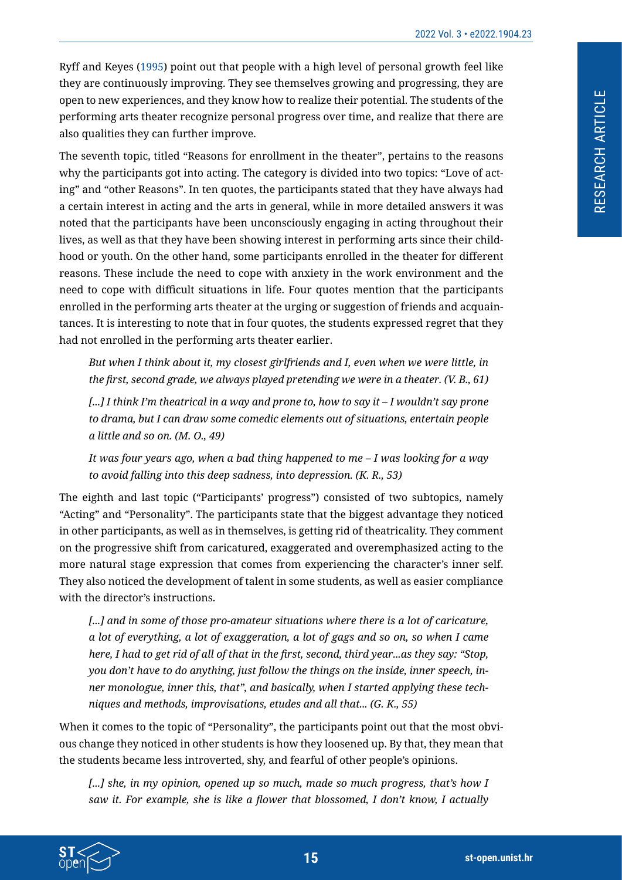Ryff and Keyes (1995) point out that people with a high level of personal growth feel like they are continuously improving. They see themselves growing and progressing, they are open to new experiences, and they know how to realize their potential. The students of the performing arts theater recognize personal progress over time, and realize that there are also qualities they can further improve.

The seventh topic, titled "Reasons for enrollment in the theater", pertains to the reasons why the participants got into acting. The category is divided into two topics: "Love of acting" and "other Reasons". In ten quotes, the participants stated that they have always had a certain interest in acting and the arts in general, while in more detailed answers it was noted that the participants have been unconsciously engaging in acting throughout their lives, as well as that they have been showing interest in performing arts since their childhood or youth. On the other hand, some participants enrolled in the theater for different reasons. These include the need to cope with anxiety in the work environment and the need to cope with difficult situations in life. Four quotes mention that the participants enrolled in the performing arts theater at the urging or suggestion of friends and acquaintances. It is interesting to note that in four quotes, the students expressed regret that they had not enrolled in the performing arts theater earlier.

> *But when I think about it, my closest girlfriends and I, even when we were little, in the first, second grade, we always played pretending we were in a theater. (V. B., 61)*

> *[...] I think I'm theatrical in a way and prone to, how to say it – I wouldn't say prone to drama, but I can draw some comedic elements out of situations, entertain people a little and so on. (M. O., 49)*

> *It was four years ago, when a bad thing happened to me – I was looking for a way to avoid falling into this deep sadness, into depression. (K. R., 53)*

The eighth and last topic ("Participants' progress") consisted of two subtopics, namely "Acting" and "Personality". The participants state that the biggest advantage they noticed in other participants, as well as in themselves, is getting rid of theatricality. They comment on the progressive shift from caricatured, exaggerated and overemphasized acting to the more natural stage expression that comes from experiencing the character's inner self. They also noticed the development of talent in some students, as well as easier compliance with the director's instructions.

> *[...] and in some of those pro-amateur situations where there is a lot of caricature, a lot of everything, a lot of exaggeration, a lot of gags and so on, so when I came here, I had to get rid of all of that in the first, second, third year...as they say: "Stop, you don't have to do anything, just follow the things on the inside, inner speech, inner monologue, inner this, that", and basically, when I started applying these techniques and methods, improvisations, etudes and all that... (G. K., 55)*

When it comes to the topic of "Personality", the participants point out that the most obvious change they noticed in other students is how they loosened up. By that, they mean that the students became less introverted, shy, and fearful of other people's opinions.

> *[...] she, in my opinion, opened up so much, made so much progress, that's how I saw it. For example, she is like a flower that blossomed, I don't know, I actually*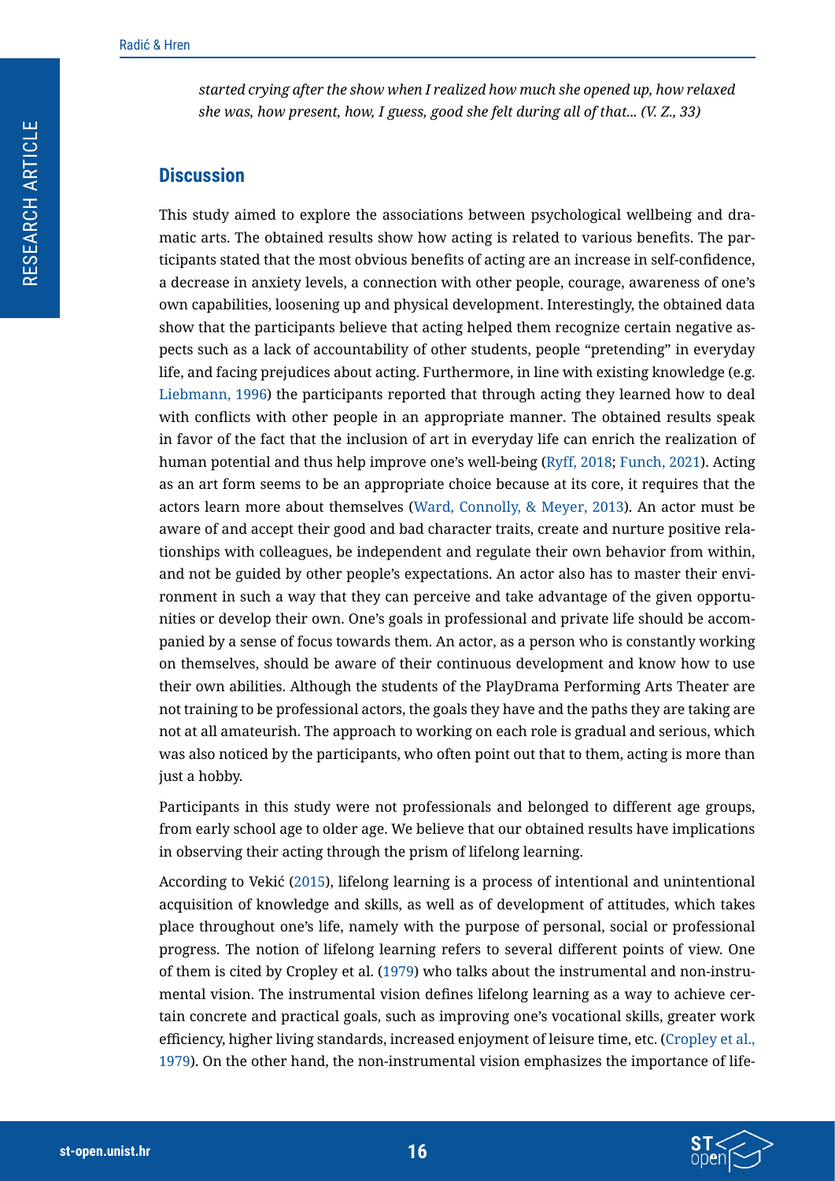*started crying after the show when I realized how much she opened up, how relaxed she was, how present, how, I guess, good she felt during all of that... (V. Z., 33)*

## Discussion

This study aimed to explore the associations between psychological wellbeing and dramatic arts. The obtained results show how acting is related to various benefits. The participants stated that the most obvious benefits of acting are an increase in self-confidence, a decrease in anxiety levels, a connection with other people, courage, awareness of one's own capabilities, loosening up and physical development. Interestingly, the obtained data show that the participants believe that acting helped them recognize certain negative aspects such as a lack of accountability of other students, people "pretending" in everyday life, and facing prejudices about acting. Furthermore, in line with existing knowledge (e.g. Liebmann, 1996) the participants reported that through acting they learned how to deal with conflicts with other people in an appropriate manner. The obtained results speak in favor of the fact that the inclusion of art in everyday life can enrich the realization of human potential and thus help improve one's well-being (Ryff, 2018; Funch, 2021). Acting as an art form seems to be an appropriate choice because at its core, it requires that the actors learn more about themselves (Ward, Connolly, & Meyer, 2013). An actor must be aware of and accept their good and bad character traits, create and nurture positive relationships with colleagues, be independent and regulate their own behavior from within, and not be guided by other people's expectations. An actor also has to master their environment in such a way that they can perceive and take advantage of the given opportunities or develop their own. One's goals in professional and private life should be accompanied by a sense of focus towards them. An actor, as a person who is constantly working on themselves, should be aware of their continuous development and know how to use their own abilities. Although the students of the PlayDrama Performing Arts Theater are not training to be professional actors, the goals they have and the paths they are taking are not at all amateurish. The approach to working on each role is gradual and serious, which was also noticed by the participants, who often point out that to them, acting is more than just a hobby.

Participants in this study were not professionals and belonged to different age groups, from early school age to older age. We believe that our obtained results have implications in observing their acting through the prism of lifelong learning.

According to Vekić (2015), lifelong learning is a process of intentional and unintentional acquisition of knowledge and skills, as well as of development of attitudes, which takes place throughout one's life, namely with the purpose of personal, social or professional progress. The notion of lifelong learning refers to several different points of view. One of them is cited by Cropley et al. (1979) who talks about the instrumental and non-instrumental vision. The instrumental vision defines lifelong learning as a way to achieve certain concrete and practical goals, such as improving one's vocational skills, greater work efficiency, higher living standards, increased enjoyment of leisure time, etc. (Cropley et al., 1979). On the other hand, the non-instrumental vision emphasizes the importance of life-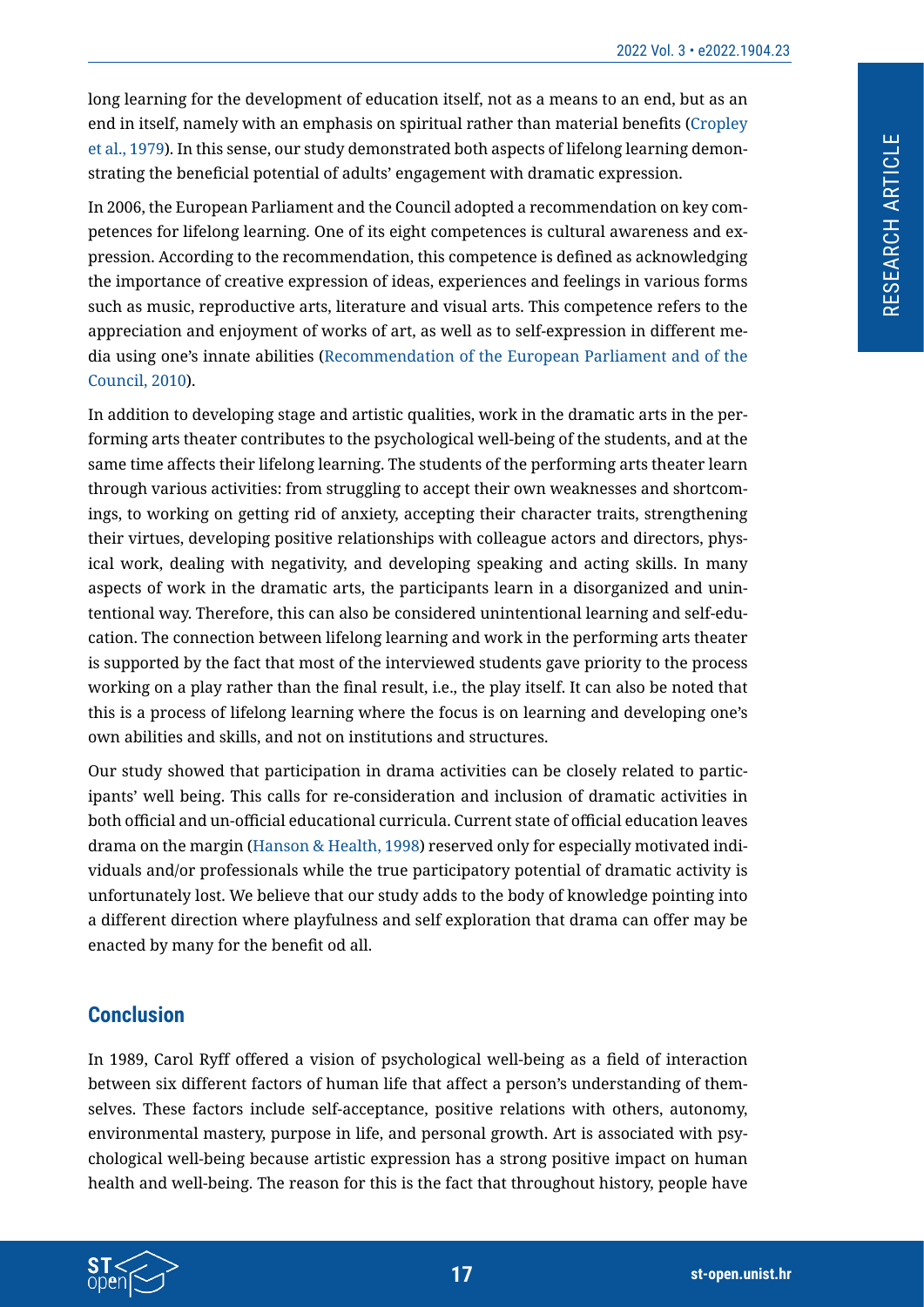long learning for the development of education itself, not as a means to an end, but as an end in itself, namely with an emphasis on spiritual rather than material benefits (Cropley et al., 1979). In this sense, our study demonstrated both aspects of lifelong learning demonstrating the beneficial potential of adults' engagement with dramatic expression.

In 2006, the European Parliament and the Council adopted a recommendation on key competences for lifelong learning. One of its eight competences is cultural awareness and expression. According to the recommendation, this competence is defined as acknowledging the importance of creative expression of ideas, experiences and feelings in various forms such as music, reproductive arts, literature and visual arts. This competence refers to the appreciation and enjoyment of works of art, as well as to self-expression in different media using one's innate abilities (Recommendation of the European Parliament and of the Council, 2010).

In addition to developing stage and artistic qualities, work in the dramatic arts in the performing arts theater contributes to the psychological well-being of the students, and at the same time affects their lifelong learning. The students of the performing arts theater learn through various activities: from struggling to accept their own weaknesses and shortcomings, to working on getting rid of anxiety, accepting their character traits, strengthening their virtues, developing positive relationships with colleague actors and directors, physical work, dealing with negativity, and developing speaking and acting skills. In many aspects of work in the dramatic arts, the participants learn in a disorganized and unintentional way. Therefore, this can also be considered unintentional learning and self-education. The connection between lifelong learning and work in the performing arts theater is supported by the fact that most of the interviewed students gave priority to the process working on a play rather than the final result, i.e., the play itself. It can also be noted that this is a process of lifelong learning where the focus is on learning and developing one's own abilities and skills, and not on institutions and structures.

Our study showed that participation in drama activities can be closely related to participants' well being. This calls for re-consideration and inclusion of dramatic activities in both official and un-official educational curricula. Current state of official education leaves drama on the margin (Hanson & Health, 1998) reserved only for especially motivated individuals and/or professionals while the true participatory potential of dramatic activity is unfortunately lost. We believe that our study adds to the body of knowledge pointing into a different direction where playfulness and self exploration that drama can offer may be enacted by many for the benefit od all.

## Conclusion

In 1989, Carol Ryff offered a vision of psychological well-being as a field of interaction between six different factors of human life that affect a person's understanding of themselves. These factors include self-acceptance, positive relations with others, autonomy, environmental mastery, purpose in life, and personal growth. Art is associated with psychological well-being because artistic expression has a strong positive impact on human health and well-being. The reason for this is the fact that throughout history, people have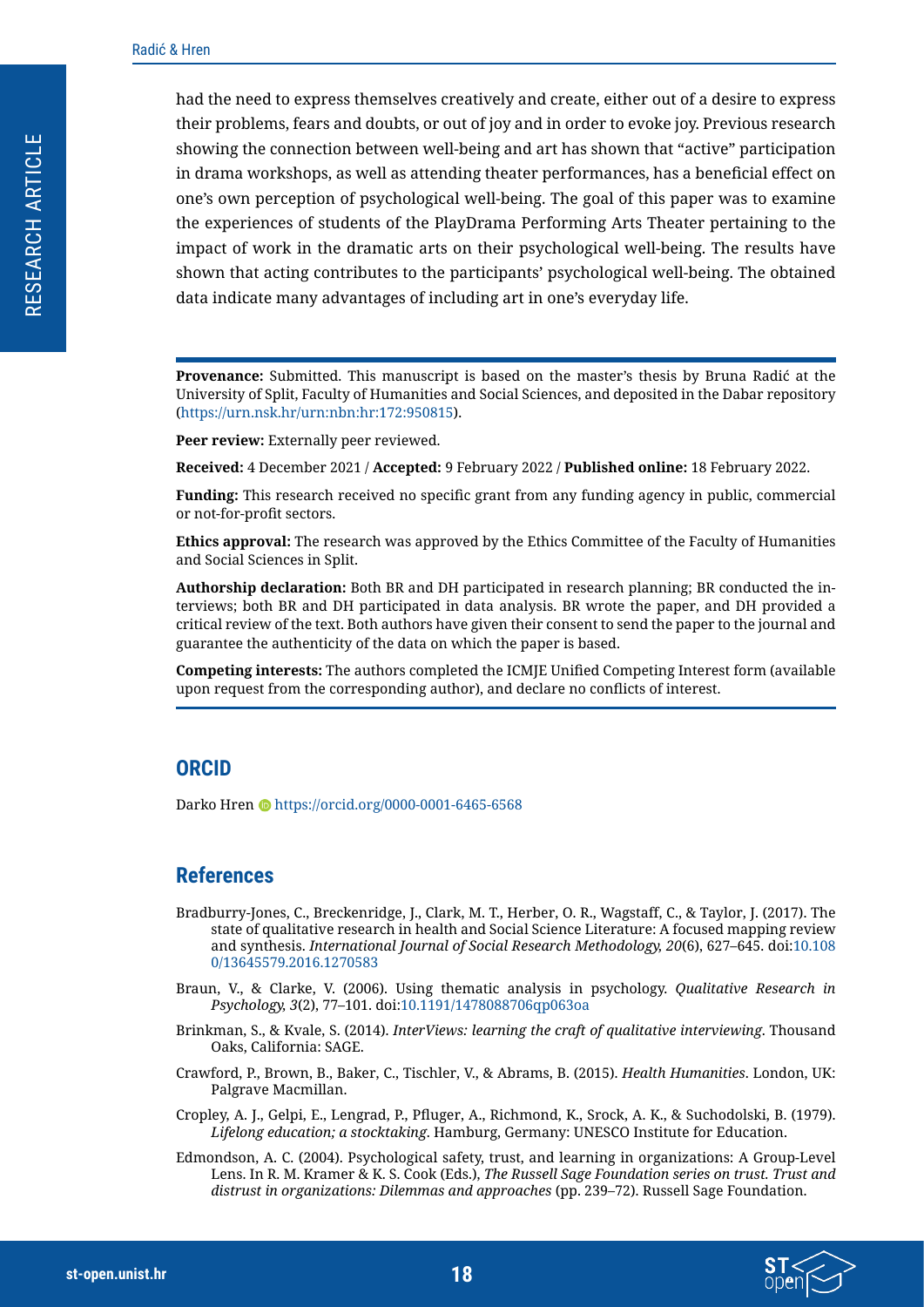had the need to express themselves creatively and create, either out of a desire to express their problems, fears and doubts, or out of joy and in order to evoke joy. Previous research showing the connection between well-being and art has shown that "active" participation in drama workshops, as well as attending theater performances, has a beneficial effect on one's own perception of psychological well-being. The goal of this paper was to examine the experiences of students of the PlayDrama Performing Arts Theater pertaining to the impact of work in the dramatic arts on their psychological well-being. The results have shown that acting contributes to the participants' psychological well-being. The obtained data indicate many advantages of including art in one's everyday life.

**Provenance:** Submitted. This manuscript is based on the master's thesis by Bruna Radić at the University of Split, Faculty of Humanities and Social Sciences, and deposited in the Dabar repository (https://urn.nsk.hr/urn:nbn:hr:172:950815).

**Peer review:** Externally peer reviewed.

**Received:** 4 December 2021 / **Accepted:** 9 February 2022 / **Published online:** 18 February 2022.

**Funding:** This research received no specific grant from any funding agency in public, commercial or not-for-profit sectors.

**Ethics approval:** The research was approved by the Ethics Committee of the Faculty of Humanities and Social Sciences in Split.

**Authorship declaration:** Both BR and DH participated in research planning; BR conducted the interviews; both BR and DH participated in data analysis. BR wrote the paper, and DH provided a critical review of the text. Both authors have given their consent to send the paper to the journal and guarantee the authenticity of the data on which the paper is based.

**Competing interests:** The authors completed the ICMJE Unified Competing Interest form (available upon request from the corresponding author), and declare no conflicts of interest.

## ORCID

Darko Hren https://orcid.org/0000-0001-6465-6568

## References

Bradburry-Jones, C., Breckenridge, J., Clark, M. T., Herber, O. R., Wagstaff, C., & Taylor, J. (2017). The state of qualitative research in health and Social Science Literature: A focused mapping review and synthesis. *International Journal of Social Research Methodology, 20*(6), 627–645. doi:10.1080/13645579.2016.1270583

Braun, V., & Clarke, V. (2006). Using thematic analysis in psychology. *Qualitative Research in Psychology, 3*(2), 77–101. doi:10.1191/1478088706qp063oa

Brinkman, S., & Kvale, S. (2014). *InterViews: learning the craft of qualitative interviewing*. Thousand Oaks, California: SAGE.

Crawford, P., Brown, B., Baker, C., Tischler, V., & Abrams, B. (2015). *Health Humanities*. London, UK: Palgrave Macmillan.

Cropley, A. J., Gelpi, E., Lengrad, P., Pfluger, A., Richmond, K., Srock, A. K., & Suchodolski, B. (1979). *Lifelong education; a stocktaking*. Hamburg, Germany: UNESCO Institute for Education.

Edmondson, A. C. (2004). Psychological safety, trust, and learning in organizations: A Group-Level Lens. In R. M. Kramer & K. S. Cook (Eds.), *The Russell Sage Foundation series on trust. Trust and distrust in organizations: Dilemmas and approaches* (pp. 239–72). Russell Sage Foundation.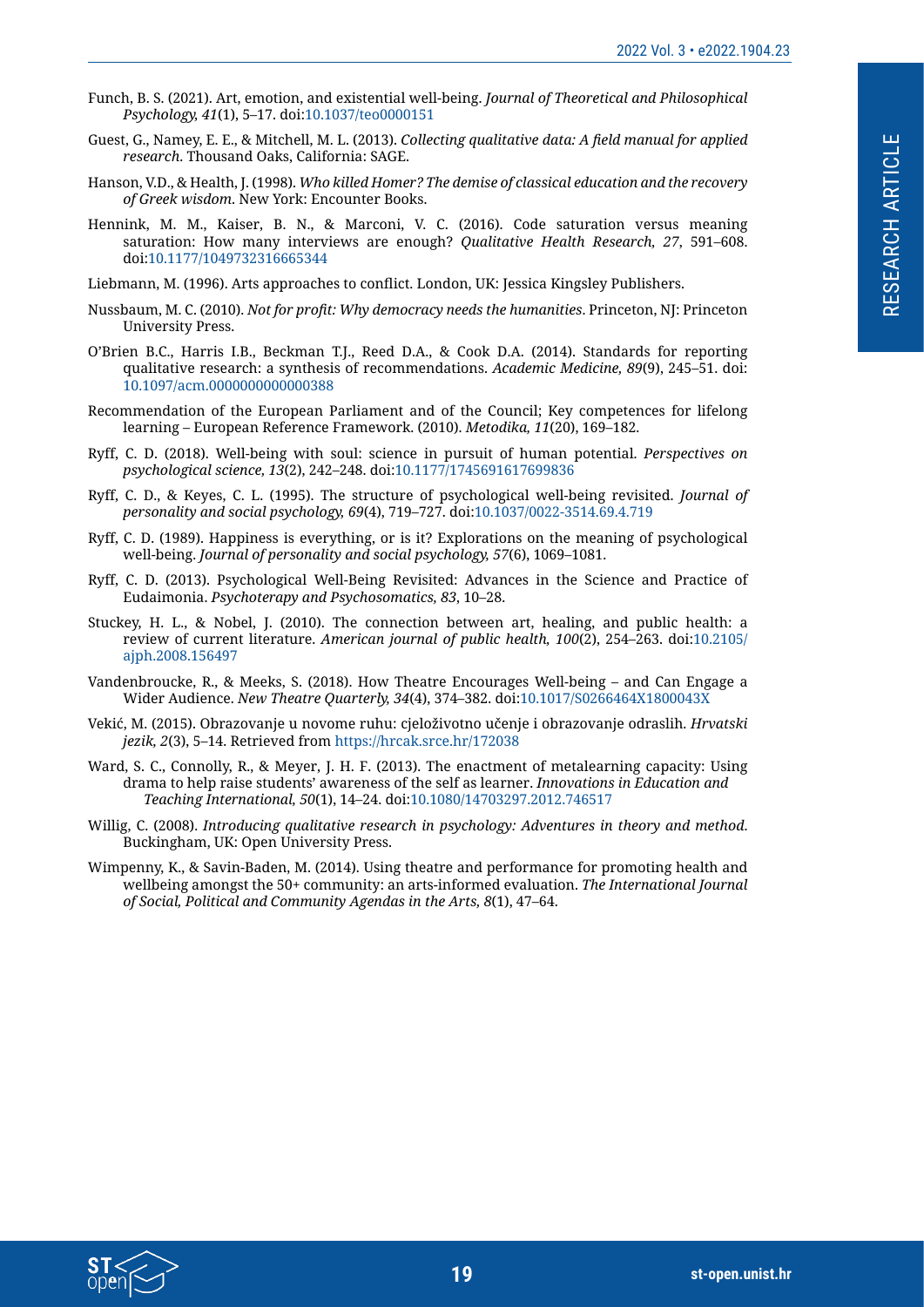Funch, B. S. (2021). Art, emotion, and existential well-being. *Journal of Theoretical and Philosophical Psychology, 41*(1), 5–17. doi:10.1037/teo0000151

Guest, G., Namey, E. E., & Mitchell, M. L. (2013). *Collecting qualitative data: A field manual for applied research*. Thousand Oaks, California: SAGE.

Hanson, V.D., & Health, J. (1998). *Who killed Homer? The demise of classical education and the recovery of Greek wisdom*. New York: Encounter Books.

Hennink, M. M., Kaiser, B. N., & Marconi, V. C. (2016). Code saturation versus meaning saturation: How many interviews are enough? *Qualitative Health Research, 27*, 591–608. doi:10.1177/1049732316665344

Liebmann, M. (1996). Arts approaches to conflict. London, UK: Jessica Kingsley Publishers.

Nussbaum, M. C. (2010). *Not for profit: Why democracy needs the humanities*. Princeton, NJ: Princeton University Press.

O'Brien B.C., Harris I.B., Beckman T.J., Reed D.A., & Cook D.A. (2014). Standards for reporting qualitative research: a synthesis of recommendations. *Academic Medicine, 89*(9), 245–51. doi: 10.1097/acm.0000000000000388

Recommendation of the European Parliament and of the Council; Key competences for lifelong learning – European Reference Framework. (2010). *Metodika, 11*(20), 169–182.

Ryff, C. D. (2018). Well-being with soul: science in pursuit of human potential. *Perspectives on psychological science, 13*(2), 242–248. doi:10.1177/1745691617699836

Ryff, C. D., & Keyes, C. L. (1995). The structure of psychological well-being revisited. *Journal of personality and social psychology, 69*(4), 719–727. doi:10.1037/0022-3514.69.4.719

Ryff, C. D. (1989). Happiness is everything, or is it? Explorations on the meaning of psychological well-being. *Journal of personality and social psychology, 57*(6), 1069–1081.

Ryff, C. D. (2013). Psychological Well-Being Revisited: Advances in the Science and Practice of Eudaimonia. *Psychotherapy and Psychosomatics, 83*, 10–28.

Stuckey, H. L., & Nobel, J. (2010). The connection between art, healing, and public health: a review of current literature. *American journal of public health, 100*(2), 254–263. doi:10.2105/ajph.2008.156497

Vandenbroucke, R., & Meeks, S. (2018). How Theatre Encourages Well-being – and Can Engage a Wider Audience. *New Theatre Quarterly, 34*(4), 374–382. doi:10.1017/S0266464X1800043X

Vekić, M. (2015). Obrazovanje u novome ruhu: cjeloživotno učenje i obrazovanje odraslih. *Hrvatski jezik, 2*(3), 5–14. Retrieved from https://hrcak.srce.hr/172038

Ward, S. C., Connolly, R., & Meyer, J. H. F. (2013). The enactment of metalearning capacity: Using drama to help raise students' awareness of the self as learner. *Innovations in Education and Teaching International, 50*(1), 14–24. doi:10.1080/14703297.2012.746517

Willig, C. (2008). *Introducing qualitative research in psychology: Adventures in theory and method*. Buckingham, UK: Open University Press.

Wimpenny, K., & Savin-Baden, M. (2014). Using theatre and performance for promoting health and wellbeing amongst the 50+ community: an arts-informed evaluation. *The International Journal of Social, Political and Community Agendas in the Arts, 8*(1), 47–64.